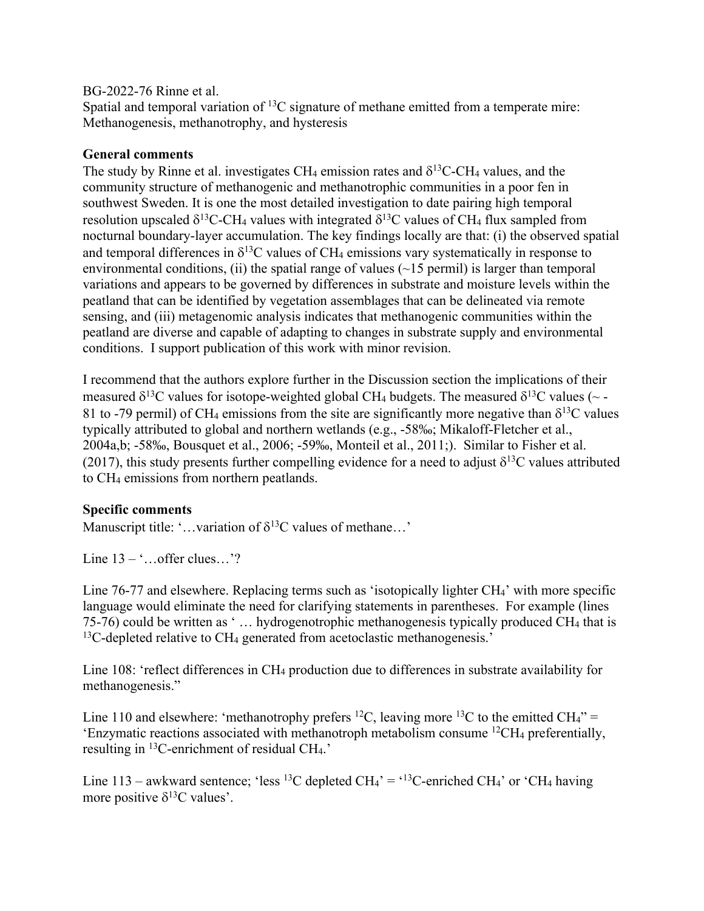BG-2022-76 Rinne et al.

Spatial and temporal variation of $^{13}C$ signature of methane emitted from a temperate mire: Methanogenesis, methanotrophy, and hysteresis

**General comments**

The study by Rinne et al. investigates $CH_4$ emission rates and $\delta^{13}C$-$CH_4$ values, and the community structure of methanogenic and methanotrophic communities in a poor fen in southwest Sweden. It is one the most detailed investigation to date pairing high temporal resolution upscaled $\delta^{13}C$-$CH_4$ values with integrated $\delta^{13}C$ values of $CH_4$ flux sampled from nocturnal boundary-layer accumulation. The key findings locally are that: (i) the observed spatial and temporal differences in $\delta^{13}C$ values of $CH_4$ emissions vary systematically in response to environmental conditions, (ii) the spatial range of values (~15 permil) is larger than temporal variations and appears to be governed by differences in substrate and moisture levels within the peatland that can be identified by vegetation assemblages that can be delineated via remote sensing, and (iii) metagenomic analysis indicates that methanogenic communities within the peatland are diverse and capable of adapting to changes in substrate supply and environmental conditions. I support publication of this work with minor revision.

I recommend that the authors explore further in the Discussion section the implications of their measured $\delta^{13}C$ values for isotope-weighted global $CH_4$ budgets. The measured $\delta^{13}C$ values (~ -81 to -79 permil) of $CH_4$ emissions from the site are significantly more negative than $\delta^{13}C$ values typically attributed to global and northern wetlands (e.g., -58‰; Mikaloff-Fletcher et al., 2004a,b; -58‰, Bousquet et al., 2006; -59‰, Monteil et al., 2011;). Similar to Fisher et al. (2017), this study presents further compelling evidence for a need to adjust $\delta^{13}C$ values attributed to $CH_4$ emissions from northern peatlands.

**Specific comments**

Manuscript title: '…variation of $\delta^{13}C$ values of methane…'

Line 13 – '…offer clues…'?

Line 76-77 and elsewhere. Replacing terms such as 'isotopically lighter $CH_4$' with more specific language would eliminate the need for clarifying statements in parentheses. For example (lines 75-76) could be written as ' … hydrogenotrophic methanogenesis typically produced $CH_4$ that is $^{13}C$-depleted relative to $CH_4$ generated from acetoclastic methanogenesis.'

Line 108: 'reflect differences in $CH_4$ production due to differences in substrate availability for methanogenesis."

Line 110 and elsewhere: 'methanotrophy prefers $^{12}C$, leaving more $^{13}C$ to the emitted $CH_4$" = 'Enzymatic reactions associated with methanotroph metabolism consume $^{12}CH_4$ preferentially, resulting in $^{13}C$-enrichment of residual $CH_4$.'

Line 113 – awkward sentence; 'less $^{13}C$ depleted $CH_4$' = '$^{13}C$-enriched $CH_4$' or '$CH_4$ having more positive $\delta^{13}C$ values'.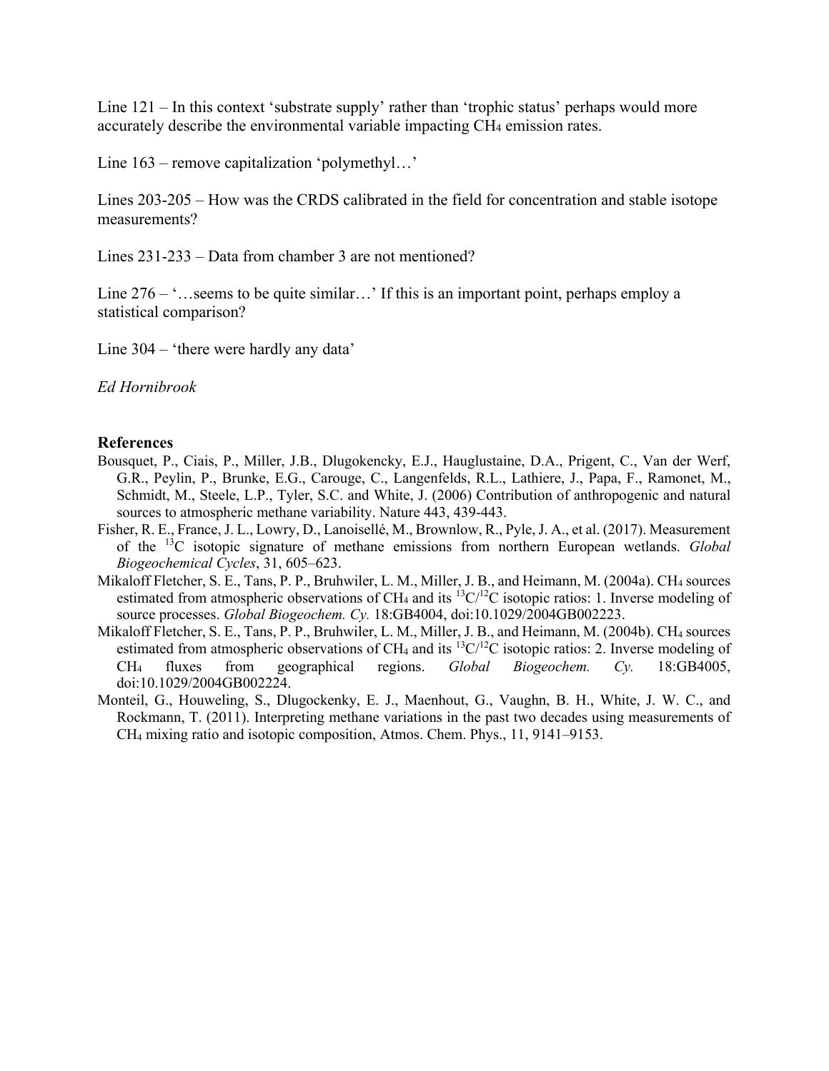Line 121 – In this context 'substrate supply' rather than 'trophic status' perhaps would more accurately describe the environmental variable impacting $CH_4$ emission rates.

Line 163 – remove capitalization 'polymethyl…'

Lines 203-205 – How was the CRDS calibrated in the field for concentration and stable isotope measurements?

Lines 231-233 – Data from chamber 3 are not mentioned?

Line 276 – '…seems to be quite similar…' If this is an important point, perhaps employ a statistical comparison?

Line 304 – 'there were hardly any data'

*Ed Hornibrook*

## References

Bousquet, P., Ciais, P., Miller, J.B., Dlugokencky, E.J., Hauglustaine, D.A., Prigent, C., Van der Werf, G.R., Peylin, P., Brunke, E.G., Carouge, C., Langenfelds, R.L., Lathiere, J., Papa, F., Ramonet, M., Schmidt, M., Steele, L.P., Tyler, S.C. and White, J. (2006) Contribution of anthropogenic and natural sources to atmospheric methane variability. Nature 443, 439-443.

Fisher, R. E., France, J. L., Lowry, D., Lanoisellé, M., Brownlow, R., Pyle, J. A., et al. (2017). Measurement of the $^{13}C$ isotopic signature of methane emissions from northern European wetlands. *Global Biogeochemical Cycles*, 31, 605–623.

Mikaloff Fletcher, S. E., Tans, P. P., Bruhwiler, L. M., Miller, J. B., and Heimann, M. (2004a). $CH_4$ sources estimated from atmospheric observations of $CH_4$ and its $^{13}C/^{12}C$ isotopic ratios: 1. Inverse modeling of source processes. *Global Biogeochem. Cy.* 18:GB4004, doi:10.1029/2004GB002223.

Mikaloff Fletcher, S. E., Tans, P. P., Bruhwiler, L. M., Miller, J. B., and Heimann, M. (2004b). $CH_4$ sources estimated from atmospheric observations of $CH_4$ and its $^{13}C/^{12}C$ isotopic ratios: 2. Inverse modeling of $CH_4$ fluxes from geographical regions. *Global Biogeochem. Cy.* 18:GB4005, doi:10.1029/2004GB002224.

Monteil, G., Houweling, S., Dlugockenky, E. J., Maenhout, G., Vaughn, B. H., White, J. W. C., and Rockmann, T. (2011). Interpreting methane variations in the past two decades using measurements of $CH_4$ mixing ratio and isotopic composition, Atmos. Chem. Phys., 11, 9141–9153.